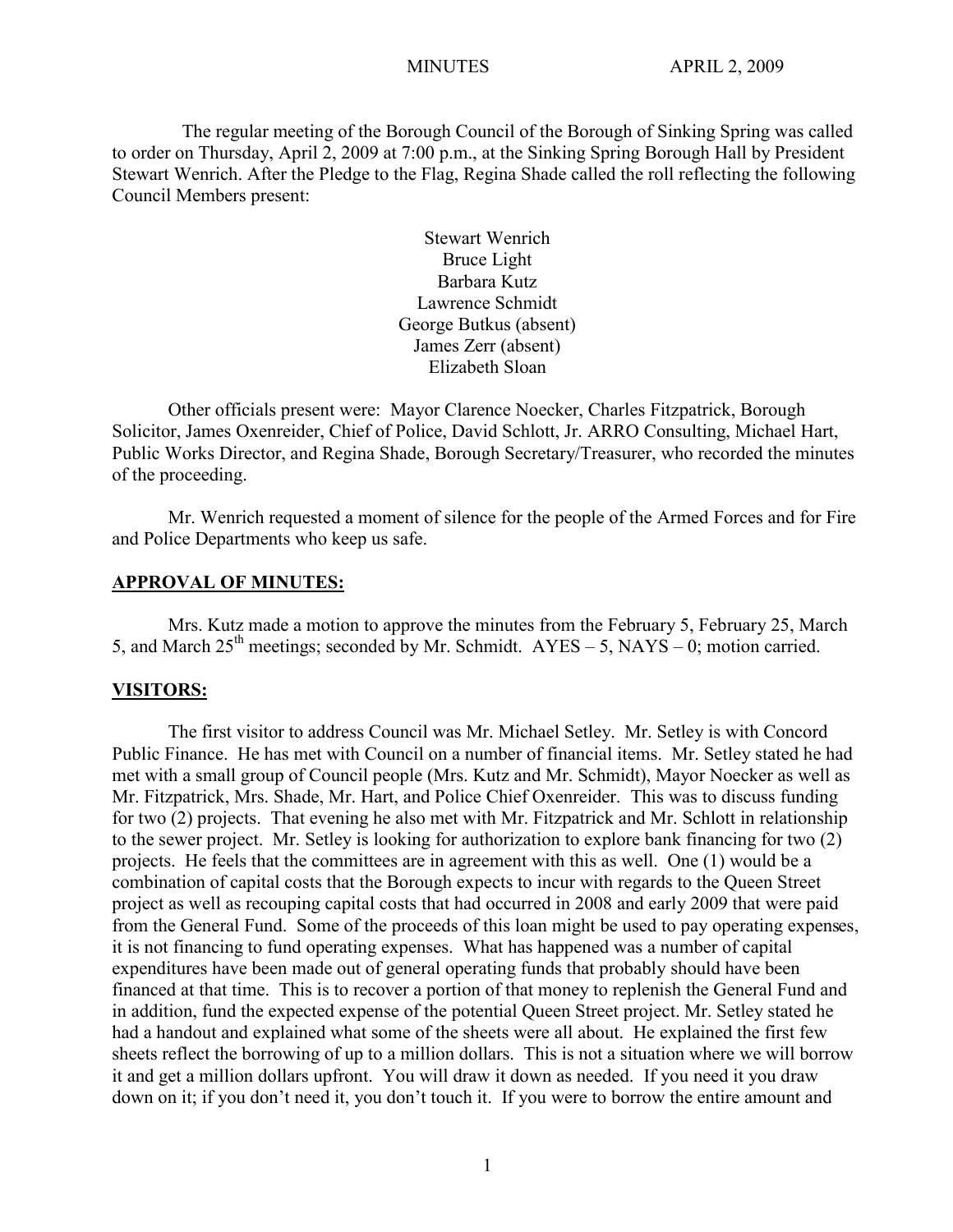The regular meeting of the Borough Council of the Borough of Sinking Spring was called to order on Thursday, April 2, 2009 at 7:00 p.m., at the Sinking Spring Borough Hall by President Stewart Wenrich. After the Pledge to the Flag, Regina Shade called the roll reflecting the following Council Members present:

Stewart Wenrich
Bruce Light
Barbara Kutz
Lawrence Schmidt
George Butkus (absent)
James Zerr (absent)
Elizabeth Sloan

Other officials present were: Mayor Clarence Noecker, Charles Fitzpatrick, Borough Solicitor, James Oxenreider, Chief of Police, David Schlott, Jr. ARRO Consulting, Michael Hart, Public Works Director, and Regina Shade, Borough Secretary/Treasurer, who recorded the minutes of the proceeding.

Mr. Wenrich requested a moment of silence for the people of the Armed Forces and for Fire and Police Departments who keep us safe.

## APPROVAL OF MINUTES:

Mrs. Kutz made a motion to approve the minutes from the February 5, February 25, March 5, and March 25th meetings; seconded by Mr. Schmidt. AYES – 5, NAYS – 0; motion carried.

## VISITORS:

The first visitor to address Council was Mr. Michael Setley. Mr. Setley is with Concord Public Finance. He has met with Council on a number of financial items. Mr. Setley stated he had met with a small group of Council people (Mrs. Kutz and Mr. Schmidt), Mayor Noecker as well as Mr. Fitzpatrick, Mrs. Shade, Mr. Hart, and Police Chief Oxenreider. This was to discuss funding for two (2) projects. That evening he also met with Mr. Fitzpatrick and Mr. Schlott in relationship to the sewer project. Mr. Setley is looking for authorization to explore bank financing for two (2) projects. He feels that the committees are in agreement with this as well. One (1) would be a combination of capital costs that the Borough expects to incur with regards to the Queen Street project as well as recouping capital costs that had occurred in 2008 and early 2009 that were paid from the General Fund. Some of the proceeds of this loan might be used to pay operating expenses, it is not financing to fund operating expenses. What has happened was a number of capital expenditures have been made out of general operating funds that probably should have been financed at that time. This is to recover a portion of that money to replenish the General Fund and in addition, fund the expected expense of the potential Queen Street project. Mr. Setley stated he had a handout and explained what some of the sheets were all about. He explained the first few sheets reflect the borrowing of up to a million dollars. This is not a situation where we will borrow it and get a million dollars upfront. You will draw it down as needed. If you need it you draw down on it; if you don't need it, you don't touch it. If you were to borrow the entire amount and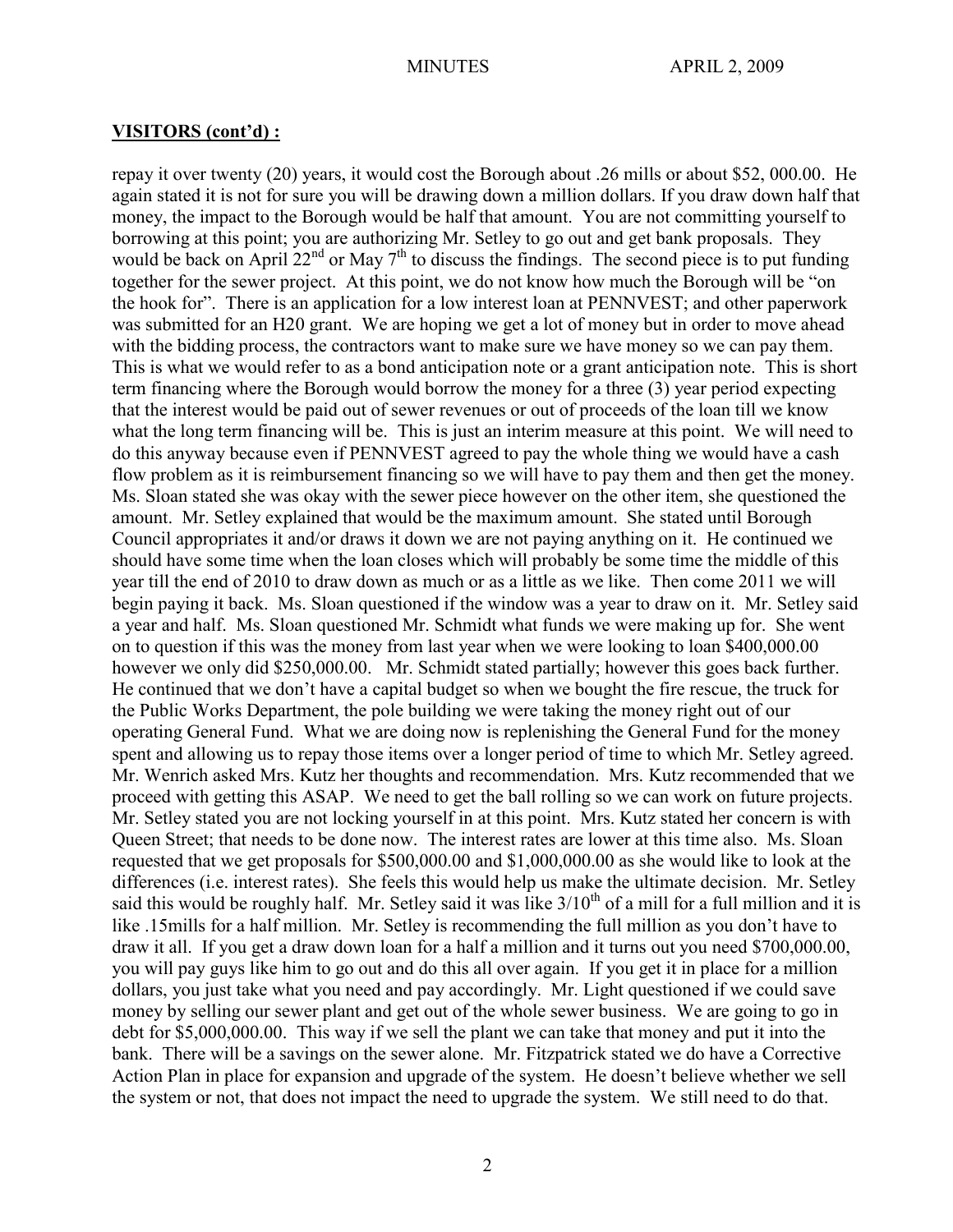## **VISITORS (cont'd) :**

repay it over twenty (20) years, it would cost the Borough about .26 mills or about $52, 000.00. He again stated it is not for sure you will be drawing down a million dollars. If you draw down half that money, the impact to the Borough would be half that amount. You are not committing yourself to borrowing at this point; you are authorizing Mr. Setley to go out and get bank proposals. They would be back on April 22nd or May 7th to discuss the findings. The second piece is to put funding together for the sewer project. At this point, we do not know how much the Borough will be "on the hook for". There is an application for a low interest loan at PENNVEST; and other paperwork was submitted for an H20 grant. We are hoping we get a lot of money but in order to move ahead with the bidding process, the contractors want to make sure we have money so we can pay them. This is what we would refer to as a bond anticipation note or a grant anticipation note. This is short term financing where the Borough would borrow the money for a three (3) year period expecting that the interest would be paid out of sewer revenues or out of proceeds of the loan till we know what the long term financing will be. This is just an interim measure at this point. We will need to do this anyway because even if PENNVEST agreed to pay the whole thing we would have a cash flow problem as it is reimbursement financing so we will have to pay them and then get the money. Ms. Sloan stated she was okay with the sewer piece however on the other item, she questioned the amount. Mr. Setley explained that would be the maximum amount. She stated until Borough Council appropriates it and/or draws it down we are not paying anything on it. He continued we should have some time when the loan closes which will probably be some time the middle of this year till the end of 2010 to draw down as much or as a little as we like. Then come 2011 we will begin paying it back. Ms. Sloan questioned if the window was a year to draw on it. Mr. Setley said a year and half. Ms. Sloan questioned Mr. Schmidt what funds we were making up for. She went on to question if this was the money from last year when we were looking to loan $400,000.00 however we only did $250,000.00. Mr. Schmidt stated partially; however this goes back further. He continued that we don't have a capital budget so when we bought the fire rescue, the truck for the Public Works Department, the pole building we were taking the money right out of our operating General Fund. What we are doing now is replenishing the General Fund for the money spent and allowing us to repay those items over a longer period of time to which Mr. Setley agreed. Mr. Wenrich asked Mrs. Kutz her thoughts and recommendation. Mrs. Kutz recommended that we proceed with getting this ASAP. We need to get the ball rolling so we can work on future projects. Mr. Setley stated you are not locking yourself in at this point. Mrs. Kutz stated her concern is with Queen Street; that needs to be done now. The interest rates are lower at this time also. Ms. Sloan requested that we get proposals for $500,000.00 and $1,000,000.00 as she would like to look at the differences (i.e. interest rates). She feels this would help us make the ultimate decision. Mr. Setley said this would be roughly half. Mr. Setley said it was like 3/10th of a mill for a full million and it is like .15mills for a half million. Mr. Setley is recommending the full million as you don't have to draw it all. If you get a draw down loan for a half a million and it turns out you need $700,000.00, you will pay guys like him to go out and do this all over again. If you get it in place for a million dollars, you just take what you need and pay accordingly. Mr. Light questioned if we could save money by selling our sewer plant and get out of the whole sewer business. We are going to go in debt for $5,000,000.00. This way if we sell the plant we can take that money and put it into the bank. There will be a savings on the sewer alone. Mr. Fitzpatrick stated we do have a Corrective Action Plan in place for expansion and upgrade of the system. He doesn't believe whether we sell the system or not, that does not impact the need to upgrade the system. We still need to do that.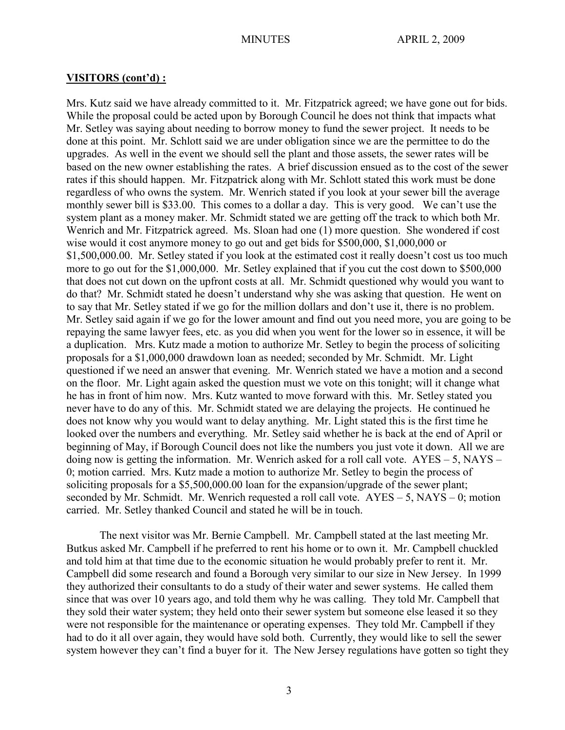## **VISITORS (cont'd) :**

Mrs. Kutz said we have already committed to it. Mr. Fitzpatrick agreed; we have gone out for bids. While the proposal could be acted upon by Borough Council he does not think that impacts what Mr. Setley was saying about needing to borrow money to fund the sewer project. It needs to be done at this point. Mr. Schlott said we are under obligation since we are the permittee to do the upgrades. As well in the event we should sell the plant and those assets, the sewer rates will be based on the new owner establishing the rates. A brief discussion ensued as to the cost of the sewer rates if this should happen. Mr. Fitzpatrick along with Mr. Schlott stated this work must be done regardless of who owns the system. Mr. Wenrich stated if you look at your sewer bill the average monthly sewer bill is $33.00. This comes to a dollar a day. This is very good. We can't use the system plant as a money maker. Mr. Schmidt stated we are getting off the track to which both Mr. Wenrich and Mr. Fitzpatrick agreed. Ms. Sloan had one (1) more question. She wondered if cost wise would it cost anymore money to go out and get bids for $500,000, $1,000,000 or $1,500,000.00. Mr. Setley stated if you look at the estimated cost it really doesn't cost us too much more to go out for the $1,000,000. Mr. Setley explained that if you cut the cost down to $500,000 that does not cut down on the upfront costs at all. Mr. Schmidt questioned why would you want to do that? Mr. Schmidt stated he doesn't understand why she was asking that question. He went on to say that Mr. Setley stated if we go for the million dollars and don't use it, there is no problem. Mr. Setley said again if we go for the lower amount and find out you need more, you are going to be repaying the same lawyer fees, etc. as you did when you went for the lower so in essence, it will be a duplication. Mrs. Kutz made a motion to authorize Mr. Setley to begin the process of soliciting proposals for a $1,000,000 drawdown loan as needed; seconded by Mr. Schmidt. Mr. Light questioned if we need an answer that evening. Mr. Wenrich stated we have a motion and a second on the floor. Mr. Light again asked the question must we vote on this tonight; will it change what he has in front of him now. Mrs. Kutz wanted to move forward with this. Mr. Setley stated you never have to do any of this. Mr. Schmidt stated we are delaying the projects. He continued he does not know why you would want to delay anything. Mr. Light stated this is the first time he looked over the numbers and everything. Mr. Setley said whether he is back at the end of April or beginning of May, if Borough Council does not like the numbers you just vote it down. All we are doing now is getting the information. Mr. Wenrich asked for a roll call vote. AYES – 5, NAYS – 0; motion carried. Mrs. Kutz made a motion to authorize Mr. Setley to begin the process of soliciting proposals for a $5,500,000.00 loan for the expansion/upgrade of the sewer plant; seconded by Mr. Schmidt. Mr. Wenrich requested a roll call vote. AYES – 5, NAYS – 0; motion carried. Mr. Setley thanked Council and stated he will be in touch.

The next visitor was Mr. Bernie Campbell. Mr. Campbell stated at the last meeting Mr. Butkus asked Mr. Campbell if he preferred to rent his home or to own it. Mr. Campbell chuckled and told him at that time due to the economic situation he would probably prefer to rent it. Mr. Campbell did some research and found a Borough very similar to our size in New Jersey. In 1999 they authorized their consultants to do a study of their water and sewer systems. He called them since that was over 10 years ago, and told them why he was calling. They told Mr. Campbell that they sold their water system; they held onto their sewer system but someone else leased it so they were not responsible for the maintenance or operating expenses. They told Mr. Campbell if they had to do it all over again, they would have sold both. Currently, they would like to sell the sewer system however they can't find a buyer for it. The New Jersey regulations have gotten so tight they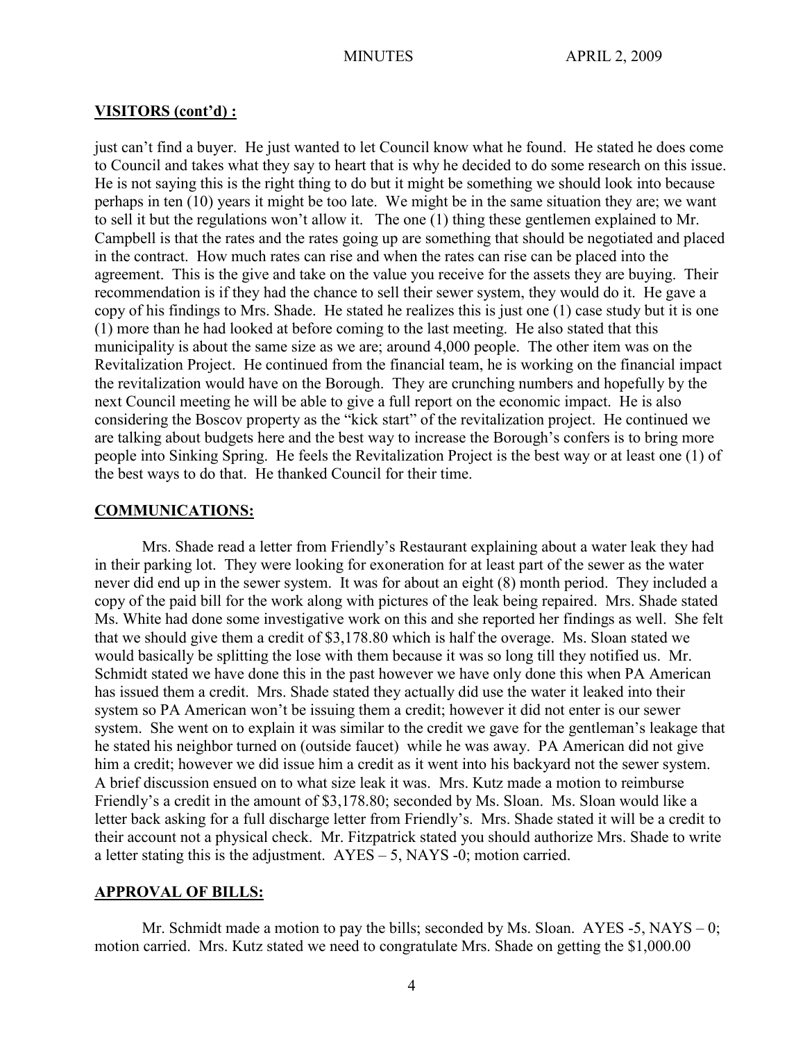## VISITORS (cont'd) :

just can't find a buyer. He just wanted to let Council know what he found. He stated he does come to Council and takes what they say to heart that is why he decided to do some research on this issue. He is not saying this is the right thing to do but it might be something we should look into because perhaps in ten (10) years it might be too late. We might be in the same situation they are; we want to sell it but the regulations won't allow it. The one (1) thing these gentlemen explained to Mr. Campbell is that the rates and the rates going up are something that should be negotiated and placed in the contract. How much rates can rise and when the rates can rise can be placed into the agreement. This is the give and take on the value you receive for the assets they are buying. Their recommendation is if they had the chance to sell their sewer system, they would do it. He gave a copy of his findings to Mrs. Shade. He stated he realizes this is just one (1) case study but it is one (1) more than he had looked at before coming to the last meeting. He also stated that this municipality is about the same size as we are; around 4,000 people. The other item was on the Revitalization Project. He continued from the financial team, he is working on the financial impact the revitalization would have on the Borough. They are crunching numbers and hopefully by the next Council meeting he will be able to give a full report on the economic impact. He is also considering the Boscov property as the "kick start" of the revitalization project. He continued we are talking about budgets here and the best way to increase the Borough's confers is to bring more people into Sinking Spring. He feels the Revitalization Project is the best way or at least one (1) of the best ways to do that. He thanked Council for their time.

## COMMUNICATIONS:

Mrs. Shade read a letter from Friendly's Restaurant explaining about a water leak they had in their parking lot. They were looking for exoneration for at least part of the sewer as the water never did end up in the sewer system. It was for about an eight (8) month period. They included a copy of the paid bill for the work along with pictures of the leak being repaired. Mrs. Shade stated Ms. White had done some investigative work on this and she reported her findings as well. She felt that we should give them a credit of $3,178.80 which is half the overage. Ms. Sloan stated we would basically be splitting the lose with them because it was so long till they notified us. Mr. Schmidt stated we have done this in the past however we have only done this when PA American has issued them a credit. Mrs. Shade stated they actually did use the water it leaked into their system so PA American won't be issuing them a credit; however it did not enter is our sewer system. She went on to explain it was similar to the credit we gave for the gentleman's leakage that he stated his neighbor turned on (outside faucet) while he was away. PA American did not give him a credit; however we did issue him a credit as it went into his backyard not the sewer system. A brief discussion ensued on to what size leak it was. Mrs. Kutz made a motion to reimburse Friendly's a credit in the amount of $3,178.80; seconded by Ms. Sloan. Ms. Sloan would like a letter back asking for a full discharge letter from Friendly's. Mrs. Shade stated it will be a credit to their account not a physical check. Mr. Fitzpatrick stated you should authorize Mrs. Shade to write a letter stating this is the adjustment. AYES – 5, NAYS -0; motion carried.

## APPROVAL OF BILLS:

Mr. Schmidt made a motion to pay the bills; seconded by Ms. Sloan. AYES -5, NAYS – 0; motion carried. Mrs. Kutz stated we need to congratulate Mrs. Shade on getting the $1,000.00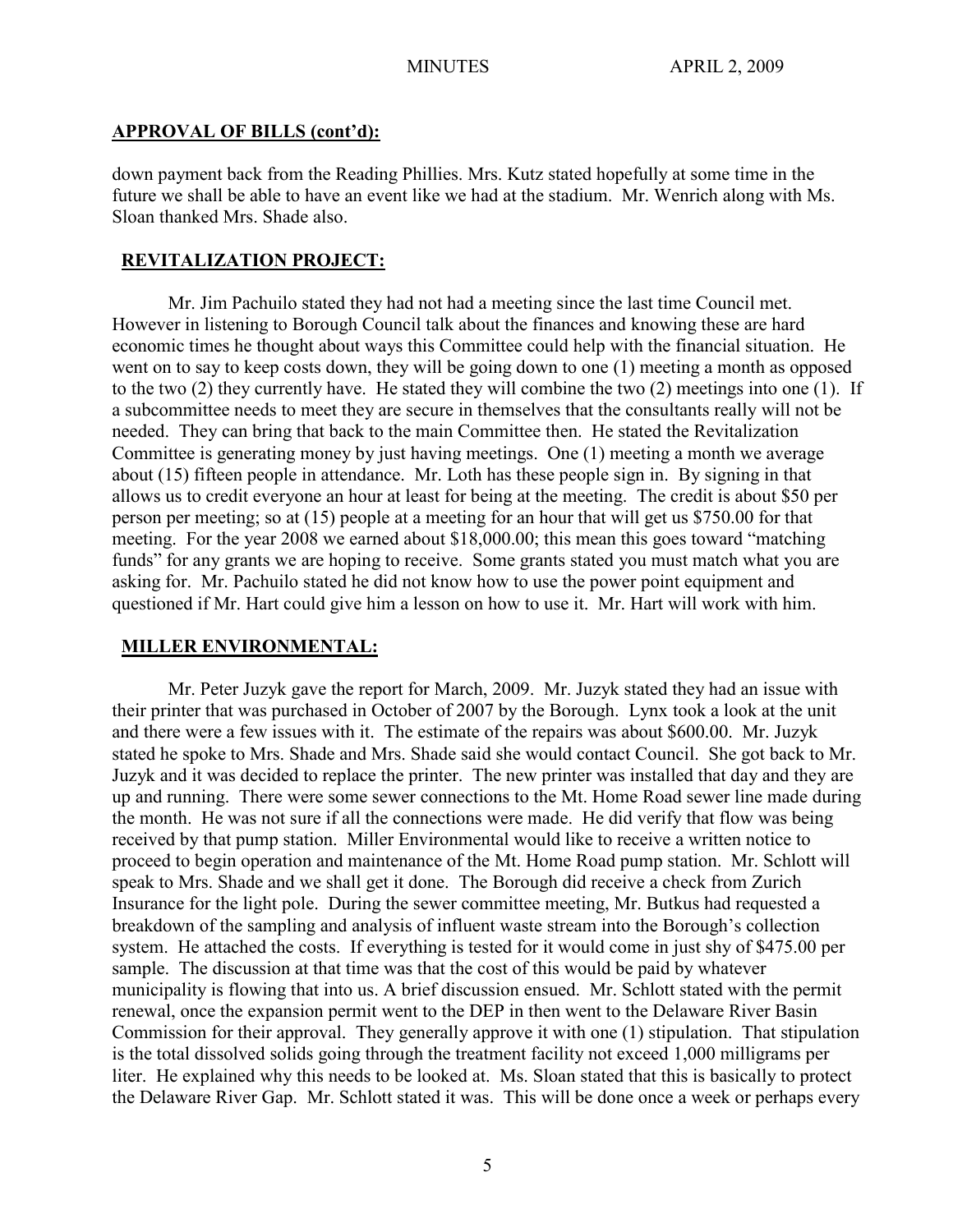## APPROVAL OF BILLS (cont'd):

down payment back from the Reading Phillies. Mrs. Kutz stated hopefully at some time in the future we shall be able to have an event like we had at the stadium. Mr. Wenrich along with Ms. Sloan thanked Mrs. Shade also.

## REVITALIZATION PROJECT:

Mr. Jim Pachuilo stated they had not had a meeting since the last time Council met. However in listening to Borough Council talk about the finances and knowing these are hard economic times he thought about ways this Committee could help with the financial situation. He went on to say to keep costs down, they will be going down to one (1) meeting a month as opposed to the two (2) they currently have. He stated they will combine the two (2) meetings into one (1). If a subcommittee needs to meet they are secure in themselves that the consultants really will not be needed. They can bring that back to the main Committee then. He stated the Revitalization Committee is generating money by just having meetings. One (1) meeting a month we average about (15) fifteen people in attendance. Mr. Loth has these people sign in. By signing in that allows us to credit everyone an hour at least for being at the meeting. The credit is about $50 per person per meeting; so at (15) people at a meeting for an hour that will get us $750.00 for that meeting. For the year 2008 we earned about $18,000.00; this mean this goes toward "matching funds" for any grants we are hoping to receive. Some grants stated you must match what you are asking for. Mr. Pachuilo stated he did not know how to use the power point equipment and questioned if Mr. Hart could give him a lesson on how to use it. Mr. Hart will work with him.

## MILLER ENVIRONMENTAL:

Mr. Peter Juzyk gave the report for March, 2009. Mr. Juzyk stated they had an issue with their printer that was purchased in October of 2007 by the Borough. Lynx took a look at the unit and there were a few issues with it. The estimate of the repairs was about $600.00. Mr. Juzyk stated he spoke to Mrs. Shade and Mrs. Shade said she would contact Council. She got back to Mr. Juzyk and it was decided to replace the printer. The new printer was installed that day and they are up and running. There were some sewer connections to the Mt. Home Road sewer line made during the month. He was not sure if all the connections were made. He did verify that flow was being received by that pump station. Miller Environmental would like to receive a written notice to proceed to begin operation and maintenance of the Mt. Home Road pump station. Mr. Schlott will speak to Mrs. Shade and we shall get it done. The Borough did receive a check from Zurich Insurance for the light pole. During the sewer committee meeting, Mr. Butkus had requested a breakdown of the sampling and analysis of influent waste stream into the Borough's collection system. He attached the costs. If everything is tested for it would come in just shy of $475.00 per sample. The discussion at that time was that the cost of this would be paid by whatever municipality is flowing that into us. A brief discussion ensued. Mr. Schlott stated with the permit renewal, once the expansion permit went to the DEP in then went to the Delaware River Basin Commission for their approval. They generally approve it with one (1) stipulation. That stipulation is the total dissolved solids going through the treatment facility not exceed 1,000 milligrams per liter. He explained why this needs to be looked at. Ms. Sloan stated that this is basically to protect the Delaware River Gap. Mr. Schlott stated it was. This will be done once a week or perhaps every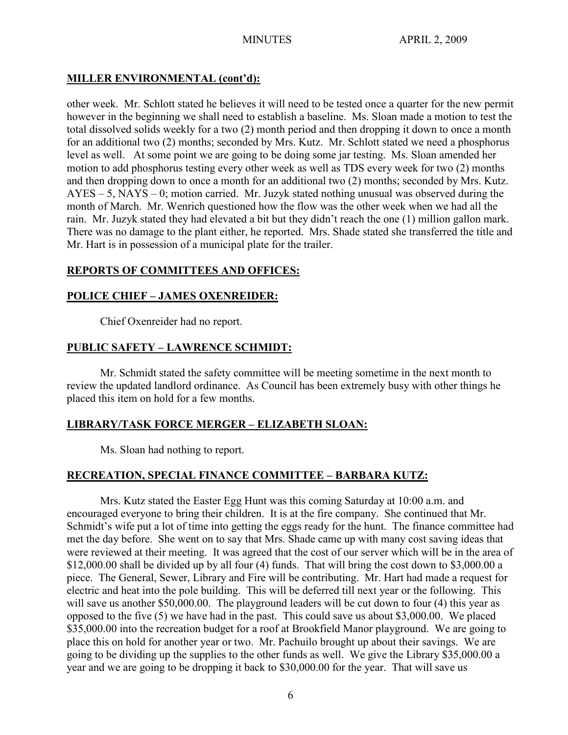## MILLER ENVIRONMENTAL (cont'd):

other week. Mr. Schlott stated he believes it will need to be tested once a quarter for the new permit however in the beginning we shall need to establish a baseline. Ms. Sloan made a motion to test the total dissolved solids weekly for a two (2) month period and then dropping it down to once a month for an additional two (2) months; seconded by Mrs. Kutz. Mr. Schlott stated we need a phosphorus level as well. At some point we are going to be doing some jar testing. Ms. Sloan amended her motion to add phosphorus testing every other week as well as TDS every week for two (2) months and then dropping down to once a month for an additional two (2) months; seconded by Mrs. Kutz. AYES – 5, NAYS – 0; motion carried. Mr. Juzyk stated nothing unusual was observed during the month of March. Mr. Wenrich questioned how the flow was the other week when we had all the rain. Mr. Juzyk stated they had elevated a bit but they didn't reach the one (1) million gallon mark. There was no damage to the plant either, he reported. Mrs. Shade stated she transferred the title and Mr. Hart is in possession of a municipal plate for the trailer.

## REPORTS OF COMMITTEES AND OFFICES:

## POLICE CHIEF – JAMES OXENREIDER:

Chief Oxenreider had no report.

## PUBLIC SAFETY – LAWRENCE SCHMIDT:

Mr. Schmidt stated the safety committee will be meeting sometime in the next month to review the updated landlord ordinance. As Council has been extremely busy with other things he placed this item on hold for a few months.

## LIBRARY/TASK FORCE MERGER – ELIZABETH SLOAN:

Ms. Sloan had nothing to report.

## RECREATION, SPECIAL FINANCE COMMITTEE – BARBARA KUTZ:

Mrs. Kutz stated the Easter Egg Hunt was this coming Saturday at 10:00 a.m. and encouraged everyone to bring their children. It is at the fire company. She continued that Mr. Schmidt's wife put a lot of time into getting the eggs ready for the hunt. The finance committee had met the day before. She went on to say that Mrs. Shade came up with many cost saving ideas that were reviewed at their meeting. It was agreed that the cost of our server which will be in the area of $12,000.00 shall be divided up by all four (4) funds. That will bring the cost down to $3,000.00 a piece. The General, Sewer, Library and Fire will be contributing. Mr. Hart had made a request for electric and heat into the pole building. This will be deferred till next year or the following. This will save us another $50,000.00. The playground leaders will be cut down to four (4) this year as opposed to the five (5) we have had in the past. This could save us about $3,000.00. We placed $35,000.00 into the recreation budget for a roof at Brookfield Manor playground. We are going to place this on hold for another year or two. Mr. Pachuilo brought up about their savings. We are going to be dividing up the supplies to the other funds as well. We give the Library $35,000.00 a year and we are going to be dropping it back to $30,000.00 for the year. That will save us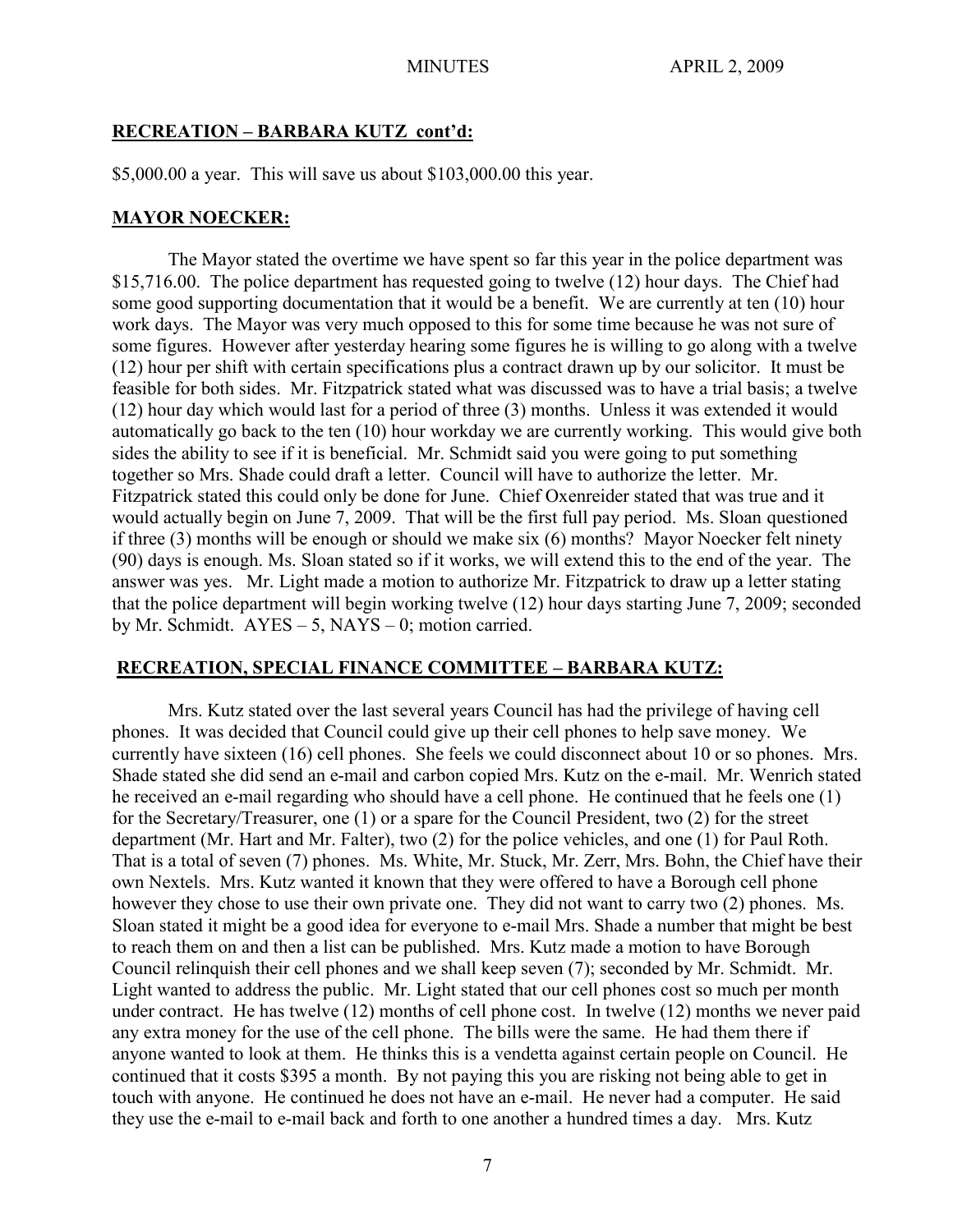**RECREATION – BARBARA KUTZ cont'd:**

$5,000.00 a year. This will save us about $103,000.00 this year.

**MAYOR NOECKER:**

The Mayor stated the overtime we have spent so far this year in the police department was $15,716.00. The police department has requested going to twelve (12) hour days. The Chief had some good supporting documentation that it would be a benefit. We are currently at ten (10) hour work days. The Mayor was very much opposed to this for some time because he was not sure of some figures. However after yesterday hearing some figures he is willing to go along with a twelve (12) hour per shift with certain specifications plus a contract drawn up by our solicitor. It must be feasible for both sides. Mr. Fitzpatrick stated what was discussed was to have a trial basis; a twelve (12) hour day which would last for a period of three (3) months. Unless it was extended it would automatically go back to the ten (10) hour workday we are currently working. This would give both sides the ability to see if it is beneficial. Mr. Schmidt said you were going to put something together so Mrs. Shade could draft a letter. Council will have to authorize the letter. Mr. Fitzpatrick stated this could only be done for June. Chief Oxenreider stated that was true and it would actually begin on June 7, 2009. That will be the first full pay period. Ms. Sloan questioned if three (3) months will be enough or should we make six (6) months? Mayor Noecker felt ninety (90) days is enough. Ms. Sloan stated so if it works, we will extend this to the end of the year. The answer was yes. Mr. Light made a motion to authorize Mr. Fitzpatrick to draw up a letter stating that the police department will begin working twelve (12) hour days starting June 7, 2009; seconded by Mr. Schmidt. AYES – 5, NAYS – 0; motion carried.

**RECREATION, SPECIAL FINANCE COMMITTEE – BARBARA KUTZ:**

Mrs. Kutz stated over the last several years Council has had the privilege of having cell phones. It was decided that Council could give up their cell phones to help save money. We currently have sixteen (16) cell phones. She feels we could disconnect about 10 or so phones. Mrs. Shade stated she did send an e-mail and carbon copied Mrs. Kutz on the e-mail. Mr. Wenrich stated he received an e-mail regarding who should have a cell phone. He continued that he feels one (1) for the Secretary/Treasurer, one (1) or a spare for the Council President, two (2) for the street department (Mr. Hart and Mr. Falter), two (2) for the police vehicles, and one (1) for Paul Roth. That is a total of seven (7) phones. Ms. White, Mr. Stuck, Mr. Zerr, Mrs. Bohn, the Chief have their own Nextels. Mrs. Kutz wanted it known that they were offered to have a Borough cell phone however they chose to use their own private one. They did not want to carry two (2) phones. Ms. Sloan stated it might be a good idea for everyone to e-mail Mrs. Shade a number that might be best to reach them on and then a list can be published. Mrs. Kutz made a motion to have Borough Council relinquish their cell phones and we shall keep seven (7); seconded by Mr. Schmidt. Mr. Light wanted to address the public. Mr. Light stated that our cell phones cost so much per month under contract. He has twelve (12) months of cell phone cost. In twelve (12) months we never paid any extra money for the use of the cell phone. The bills were the same. He had them there if anyone wanted to look at them. He thinks this is a vendetta against certain people on Council. He continued that it costs $395 a month. By not paying this you are risking not being able to get in touch with anyone. He continued he does not have an e-mail. He never had a computer. He said they use the e-mail to e-mail back and forth to one another a hundred times a day. Mrs. Kutz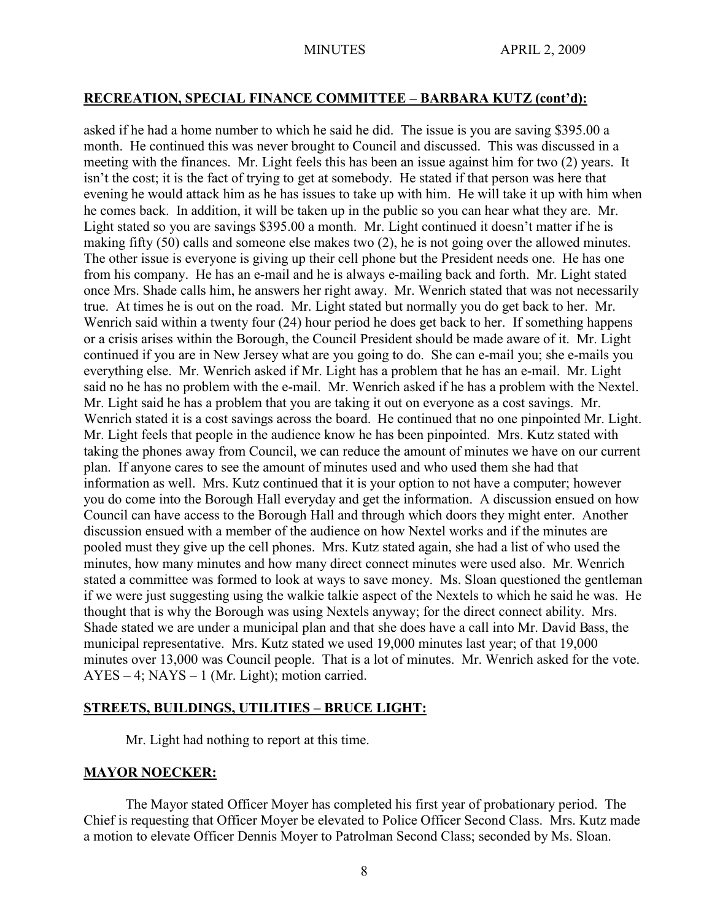## RECREATION, SPECIAL FINANCE COMMITTEE – BARBARA KUTZ (cont'd):

asked if he had a home number to which he said he did. The issue is you are saving $395.00 a month. He continued this was never brought to Council and discussed. This was discussed in a meeting with the finances. Mr. Light feels this has been an issue against him for two (2) years. It isn't the cost; it is the fact of trying to get at somebody. He stated if that person was here that evening he would attack him as he has issues to take up with him. He will take it up with him when he comes back. In addition, it will be taken up in the public so you can hear what they are. Mr. Light stated so you are savings $395.00 a month. Mr. Light continued it doesn't matter if he is making fifty (50) calls and someone else makes two (2), he is not going over the allowed minutes. The other issue is everyone is giving up their cell phone but the President needs one. He has one from his company. He has an e-mail and he is always e-mailing back and forth. Mr. Light stated once Mrs. Shade calls him, he answers her right away. Mr. Wenrich stated that was not necessarily true. At times he is out on the road. Mr. Light stated but normally you do get back to her. Mr. Wenrich said within a twenty four (24) hour period he does get back to her. If something happens or a crisis arises within the Borough, the Council President should be made aware of it. Mr. Light continued if you are in New Jersey what are you going to do. She can e-mail you; she e-mails you everything else. Mr. Wenrich asked if Mr. Light has a problem that he has an e-mail. Mr. Light said no he has no problem with the e-mail. Mr. Wenrich asked if he has a problem with the Nextel. Mr. Light said he has a problem that you are taking it out on everyone as a cost savings. Mr. Wenrich stated it is a cost savings across the board. He continued that no one pinpointed Mr. Light. Mr. Light feels that people in the audience know he has been pinpointed. Mrs. Kutz stated with taking the phones away from Council, we can reduce the amount of minutes we have on our current plan. If anyone cares to see the amount of minutes used and who used them she had that information as well. Mrs. Kutz continued that it is your option to not have a computer; however you do come into the Borough Hall everyday and get the information. A discussion ensued on how Council can have access to the Borough Hall and through which doors they might enter. Another discussion ensued with a member of the audience on how Nextel works and if the minutes are pooled must they give up the cell phones. Mrs. Kutz stated again, she had a list of who used the minutes, how many minutes and how many direct connect minutes were used also. Mr. Wenrich stated a committee was formed to look at ways to save money. Ms. Sloan questioned the gentleman if we were just suggesting using the walkie talkie aspect of the Nextels to which he said he was. He thought that is why the Borough was using Nextels anyway; for the direct connect ability. Mrs. Shade stated we are under a municipal plan and that she does have a call into Mr. David Bass, the municipal representative. Mrs. Kutz stated we used 19,000 minutes last year; of that 19,000 minutes over 13,000 was Council people. That is a lot of minutes. Mr. Wenrich asked for the vote. AYES – 4; NAYS – 1 (Mr. Light); motion carried.

## STREETS, BUILDINGS, UTILITIES – BRUCE LIGHT:

Mr. Light had nothing to report at this time.

## MAYOR NOECKER:

The Mayor stated Officer Moyer has completed his first year of probationary period. The Chief is requesting that Officer Moyer be elevated to Police Officer Second Class. Mrs. Kutz made a motion to elevate Officer Dennis Moyer to Patrolman Second Class; seconded by Ms. Sloan.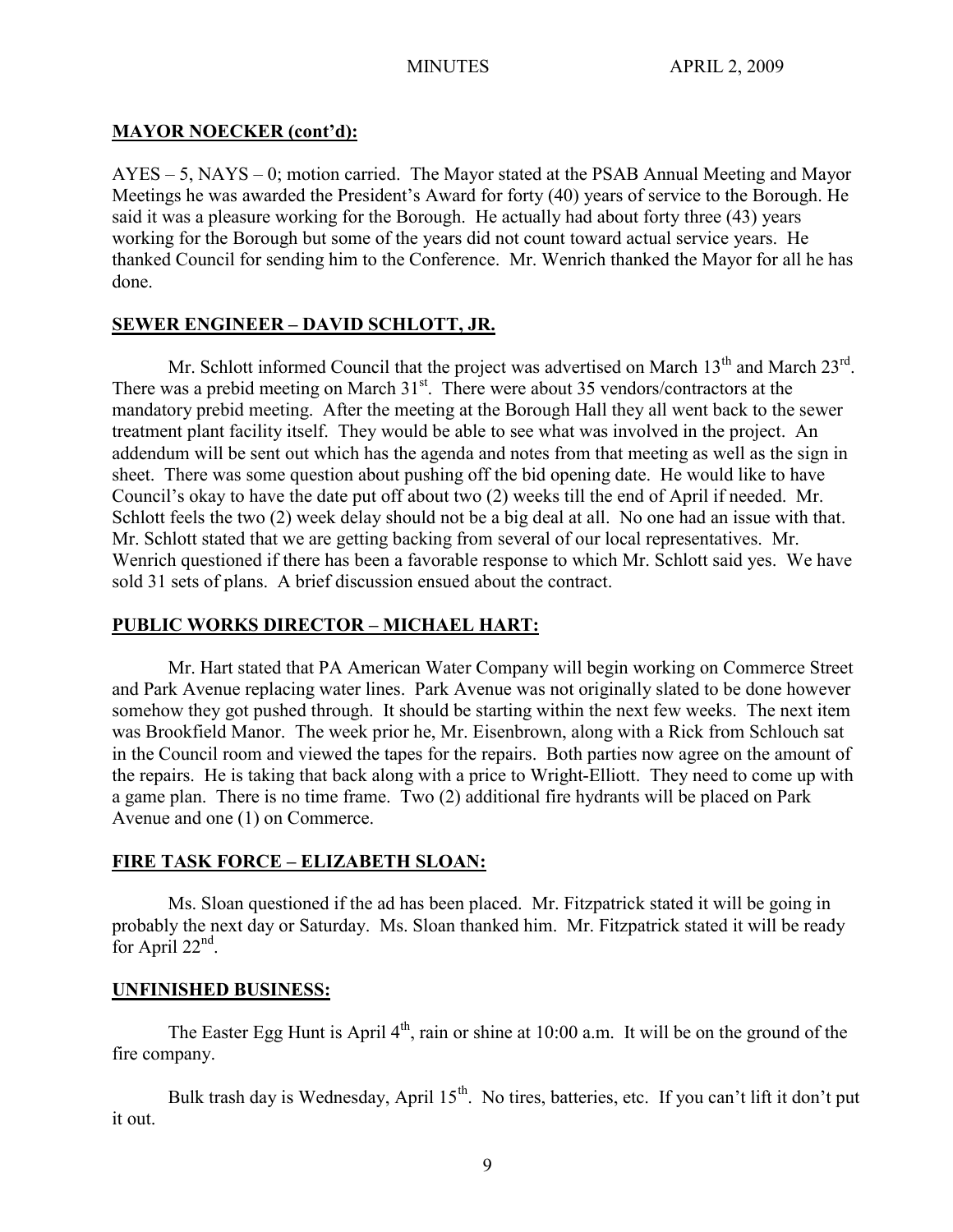**MAYOR NOECKER (cont'd):**

AYES – 5, NAYS – 0; motion carried. The Mayor stated at the PSAB Annual Meeting and Mayor Meetings he was awarded the President's Award for forty (40) years of service to the Borough. He said it was a pleasure working for the Borough. He actually had about forty three (43) years working for the Borough but some of the years did not count toward actual service years. He thanked Council for sending him to the Conference. Mr. Wenrich thanked the Mayor for all he has done.

**SEWER ENGINEER – DAVID SCHLOTT, JR.**

Mr. Schlott informed Council that the project was advertised on March 13th and March 23rd. There was a prebid meeting on March 31st. There were about 35 vendors/contractors at the mandatory prebid meeting. After the meeting at the Borough Hall they all went back to the sewer treatment plant facility itself. They would be able to see what was involved in the project. An addendum will be sent out which has the agenda and notes from that meeting as well as the sign in sheet. There was some question about pushing off the bid opening date. He would like to have Council's okay to have the date put off about two (2) weeks till the end of April if needed. Mr. Schlott feels the two (2) week delay should not be a big deal at all. No one had an issue with that. Mr. Schlott stated that we are getting backing from several of our local representatives. Mr. Wenrich questioned if there has been a favorable response to which Mr. Schlott said yes. We have sold 31 sets of plans. A brief discussion ensued about the contract.

**PUBLIC WORKS DIRECTOR – MICHAEL HART:**

Mr. Hart stated that PA American Water Company will begin working on Commerce Street and Park Avenue replacing water lines. Park Avenue was not originally slated to be done however somehow they got pushed through. It should be starting within the next few weeks. The next item was Brookfield Manor. The week prior he, Mr. Eisenbrown, along with a Rick from Schlouch sat in the Council room and viewed the tapes for the repairs. Both parties now agree on the amount of the repairs. He is taking that back along with a price to Wright-Elliott. They need to come up with a game plan. There is no time frame. Two (2) additional fire hydrants will be placed on Park Avenue and one (1) on Commerce.

**FIRE TASK FORCE – ELIZABETH SLOAN:**

Ms. Sloan questioned if the ad has been placed. Mr. Fitzpatrick stated it will be going in probably the next day or Saturday. Ms. Sloan thanked him. Mr. Fitzpatrick stated it will be ready for April 22nd.

**UNFINISHED BUSINESS:**

The Easter Egg Hunt is April 4th, rain or shine at 10:00 a.m. It will be on the ground of the fire company.

Bulk trash day is Wednesday, April 15th. No tires, batteries, etc. If you can't lift it don't put it out.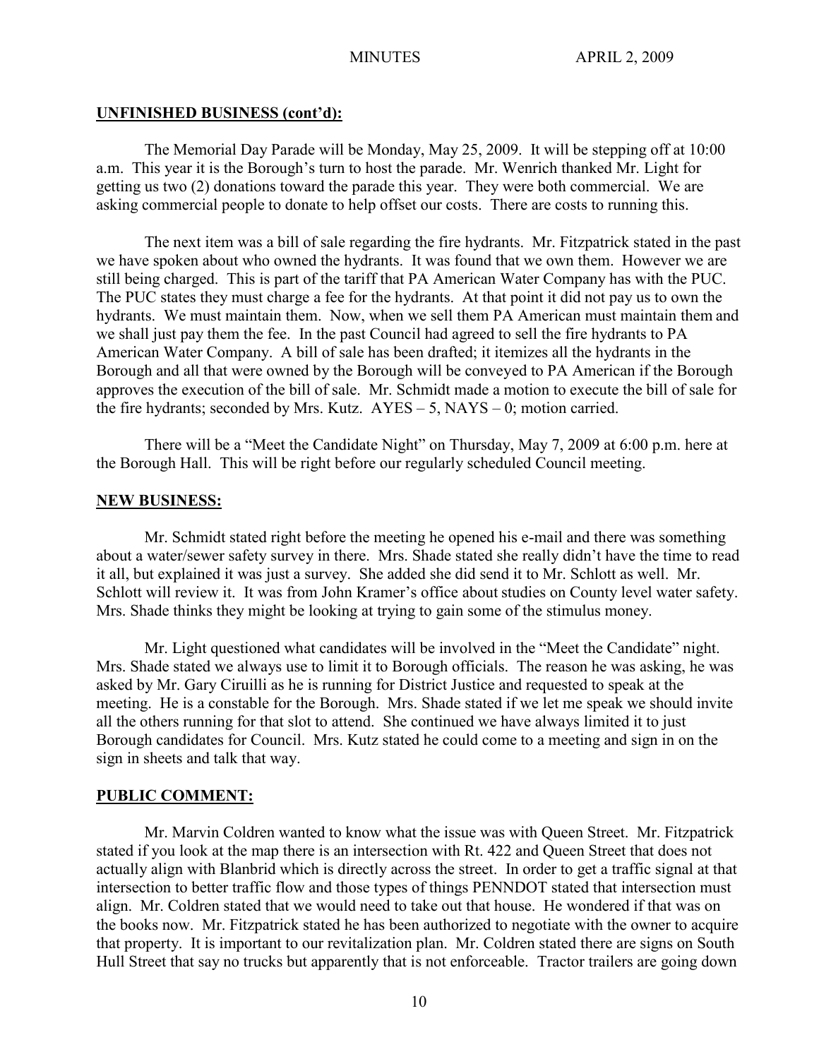**UNFINISHED BUSINESS (cont'd):**

The Memorial Day Parade will be Monday, May 25, 2009. It will be stepping off at 10:00 a.m. This year it is the Borough's turn to host the parade. Mr. Wenrich thanked Mr. Light for getting us two (2) donations toward the parade this year. They were both commercial. We are asking commercial people to donate to help offset our costs. There are costs to running this.

The next item was a bill of sale regarding the fire hydrants. Mr. Fitzpatrick stated in the past we have spoken about who owned the hydrants. It was found that we own them. However we are still being charged. This is part of the tariff that PA American Water Company has with the PUC. The PUC states they must charge a fee for the hydrants. At that point it did not pay us to own the hydrants. We must maintain them. Now, when we sell them PA American must maintain them and we shall just pay them the fee. In the past Council had agreed to sell the fire hydrants to PA American Water Company. A bill of sale has been drafted; it itemizes all the hydrants in the Borough and all that were owned by the Borough will be conveyed to PA American if the Borough approves the execution of the bill of sale. Mr. Schmidt made a motion to execute the bill of sale for the fire hydrants; seconded by Mrs. Kutz. AYES – 5, NAYS – 0; motion carried.

There will be a "Meet the Candidate Night" on Thursday, May 7, 2009 at 6:00 p.m. here at the Borough Hall. This will be right before our regularly scheduled Council meeting.

**NEW BUSINESS:**

Mr. Schmidt stated right before the meeting he opened his e-mail and there was something about a water/sewer safety survey in there. Mrs. Shade stated she really didn't have the time to read it all, but explained it was just a survey. She added she did send it to Mr. Schlott as well. Mr. Schlott will review it. It was from John Kramer's office about studies on County level water safety. Mrs. Shade thinks they might be looking at trying to gain some of the stimulus money.

Mr. Light questioned what candidates will be involved in the "Meet the Candidate" night. Mrs. Shade stated we always use to limit it to Borough officials. The reason he was asking, he was asked by Mr. Gary Ciruilli as he is running for District Justice and requested to speak at the meeting. He is a constable for the Borough. Mrs. Shade stated if we let me speak we should invite all the others running for that slot to attend. She continued we have always limited it to just Borough candidates for Council. Mrs. Kutz stated he could come to a meeting and sign in on the sign in sheets and talk that way.

**PUBLIC COMMENT:**

Mr. Marvin Coldren wanted to know what the issue was with Queen Street. Mr. Fitzpatrick stated if you look at the map there is an intersection with Rt. 422 and Queen Street that does not actually align with Blanbrid which is directly across the street. In order to get a traffic signal at that intersection to better traffic flow and those types of things PENNDOT stated that intersection must align. Mr. Coldren stated that we would need to take out that house. He wondered if that was on the books now. Mr. Fitzpatrick stated he has been authorized to negotiate with the owner to acquire that property. It is important to our revitalization plan. Mr. Coldren stated there are signs on South Hull Street that say no trucks but apparently that is not enforceable. Tractor trailers are going down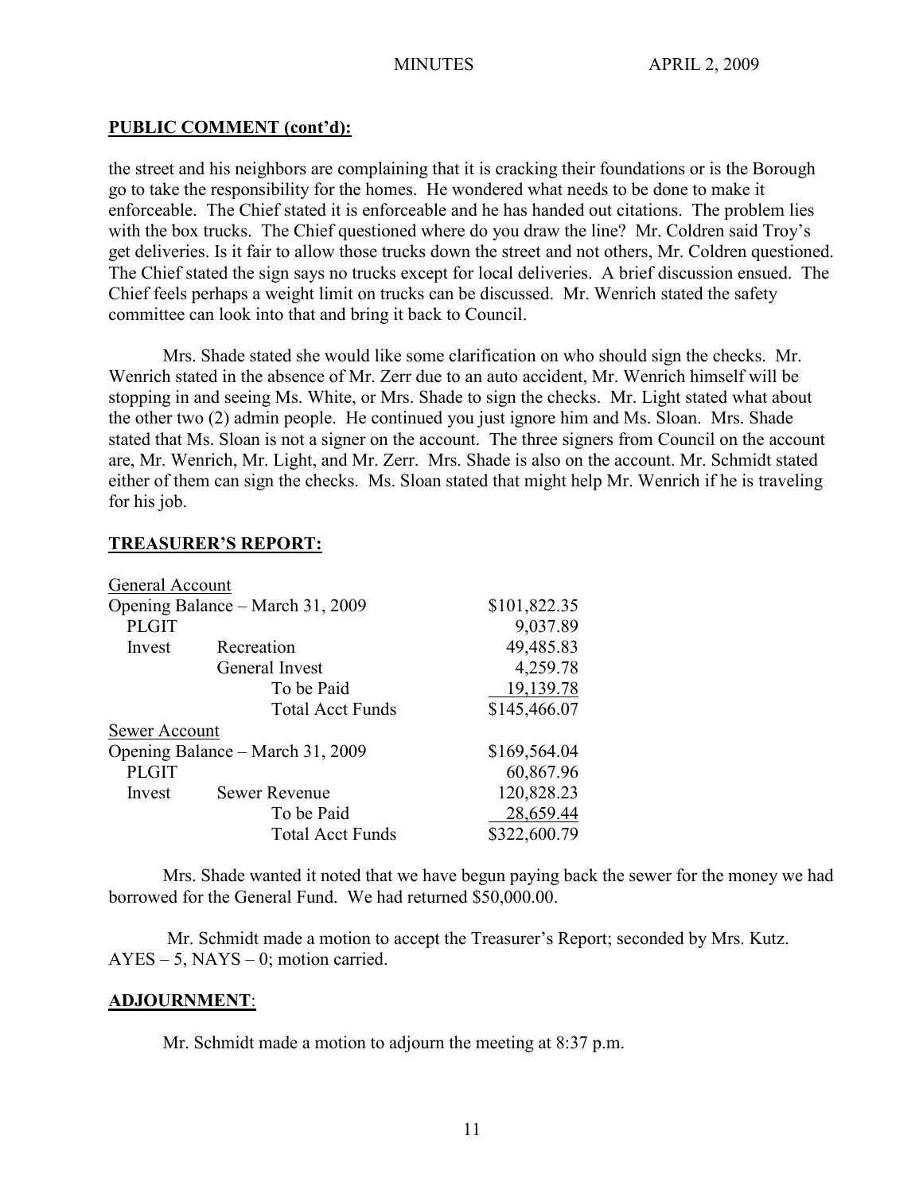**PUBLIC COMMENT (cont'd):**

the street and his neighbors are complaining that it is cracking their foundations or is the Borough go to take the responsibility for the homes. He wondered what needs to be done to make it enforceable. The Chief stated it is enforceable and he has handed out citations. The problem lies with the box trucks. The Chief questioned where do you draw the line? Mr. Coldren said Troy's get deliveries. Is it fair to allow those trucks down the street and not others, Mr. Coldren questioned. The Chief stated the sign says no trucks except for local deliveries. A brief discussion ensued. The Chief feels perhaps a weight limit on trucks can be discussed. Mr. Wenrich stated the safety committee can look into that and bring it back to Council.

Mrs. Shade stated she would like some clarification on who should sign the checks. Mr. Wenrich stated in the absence of Mr. Zerr due to an auto accident, Mr. Wenrich himself will be stopping in and seeing Ms. White, or Mrs. Shade to sign the checks. Mr. Light stated what about the other two (2) admin people. He continued you just ignore him and Ms. Sloan. Mrs. Shade stated that Ms. Sloan is not a signer on the account. The three signers from Council on the account are, Mr. Wenrich, Mr. Light, and Mr. Zerr. Mrs. Shade is also on the account. Mr. Schmidt stated either of them can sign the checks. Ms. Sloan stated that might help Mr. Wenrich if he is traveling for his job.

**TREASURER'S REPORT:**

| | | |
|---|---|---|
| General Account | | |
| Opening Balance – March 31, 2009 | | $101,822.35 |
| PLGIT | | 9,037.89 |
| Invest | Recreation | 49,485.83 |
| | General Invest | 4,259.78 |
| | To be Paid | 19,139.78 |
| | Total Acct Funds | $145,466.07 |
| Sewer Account | | |
| Opening Balance – March 31, 2009 | | $169,564.04 |
| PLGIT | | 60,867.96 |
| Invest | Sewer Revenue | 120,828.23 |
| | To be Paid | 28,659.44 |
| | Total Acct Funds | $322,600.79 |

Mrs. Shade wanted it noted that we have begun paying back the sewer for the money we had borrowed for the General Fund. We had returned $50,000.00.

Mr. Schmidt made a motion to accept the Treasurer's Report; seconded by Mrs. Kutz. AYES – 5, NAYS – 0; motion carried.

**ADJOURNMENT**:

Mr. Schmidt made a motion to adjourn the meeting at 8:37 p.m.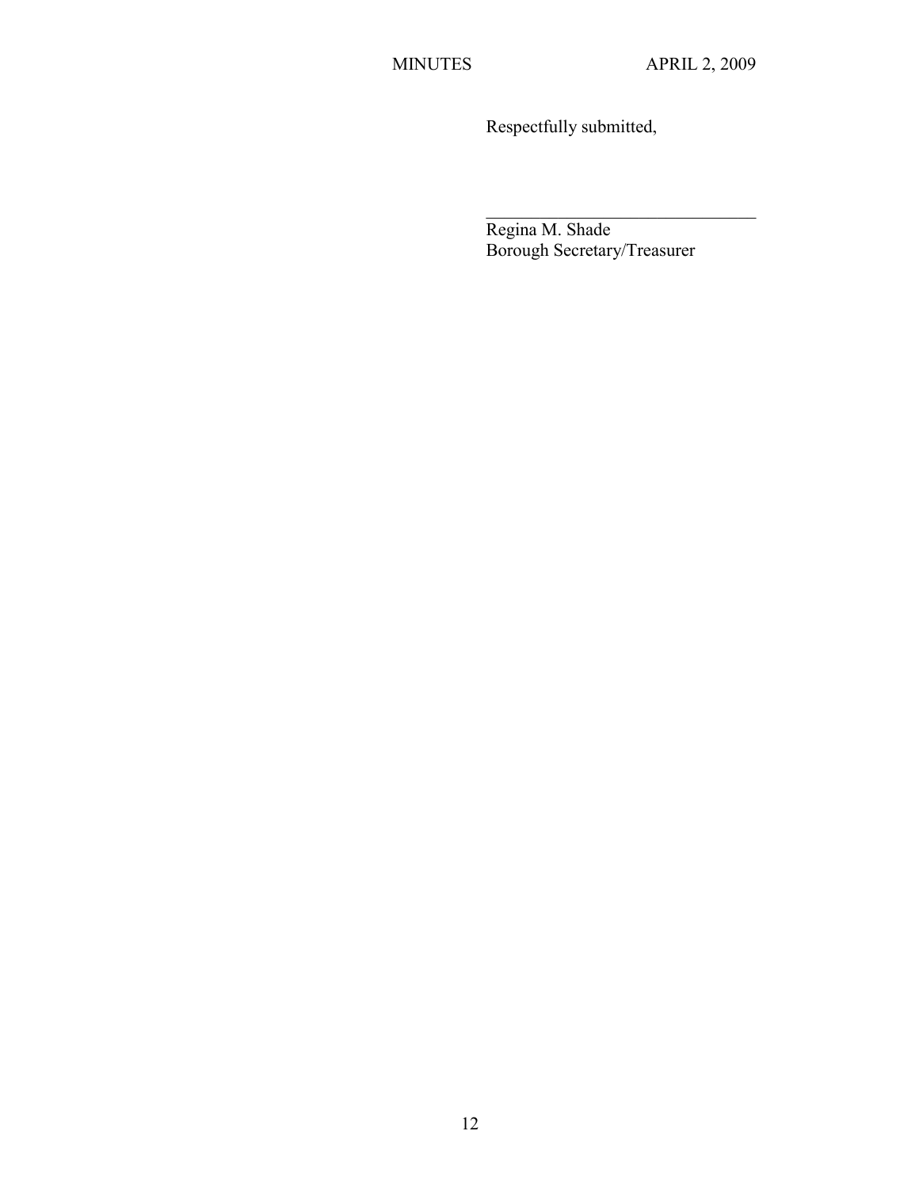Respectfully submitted,

\_\_\_\_\_\_\_\_\_\_\_\_\_\_\_\_\_\_\_\_\_\_\_\_\_\_\_\_\_\_

Regina M. Shade
Borough Secretary/Treasurer